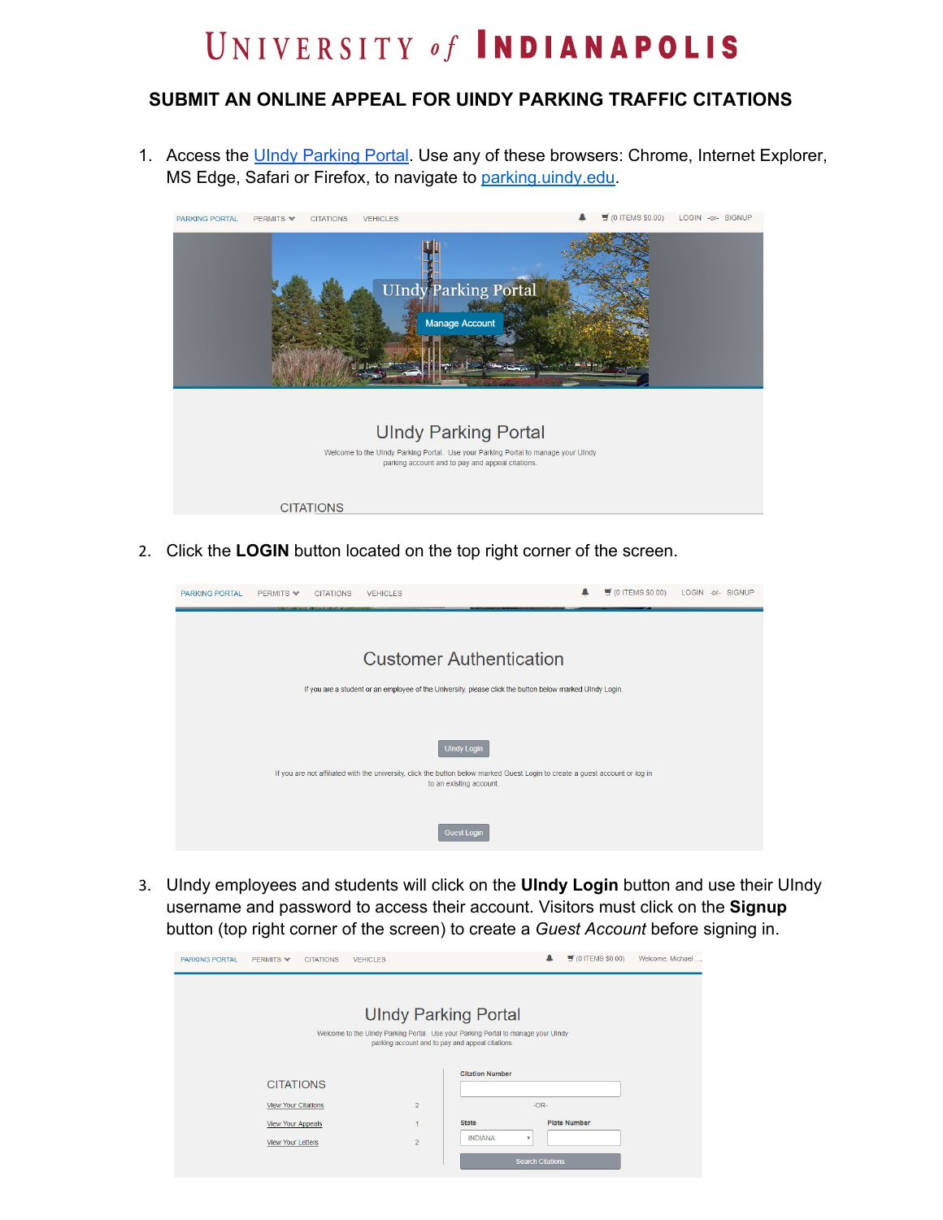# UNIVERSITY *of* INDIANAPOLIS

## SUBMIT AN ONLINE APPEAL FOR UINDY PARKING TRAFFIC CITATIONS

1. Access the UIndy Parking Portal. Use any of these browsers: Chrome, Internet Explorer, MS Edge, Safari or Firefox, to navigate to parking.uindy.edu.

2. Click the **LOGIN** button located on the top right corner of the screen.

3. UIndy employees and students will click on the **UIndy Login** button and use their UIndy username and password to access their account. Visitors must click on the **Signup** button (top right corner of the screen) to create a *Guest Account* before signing in.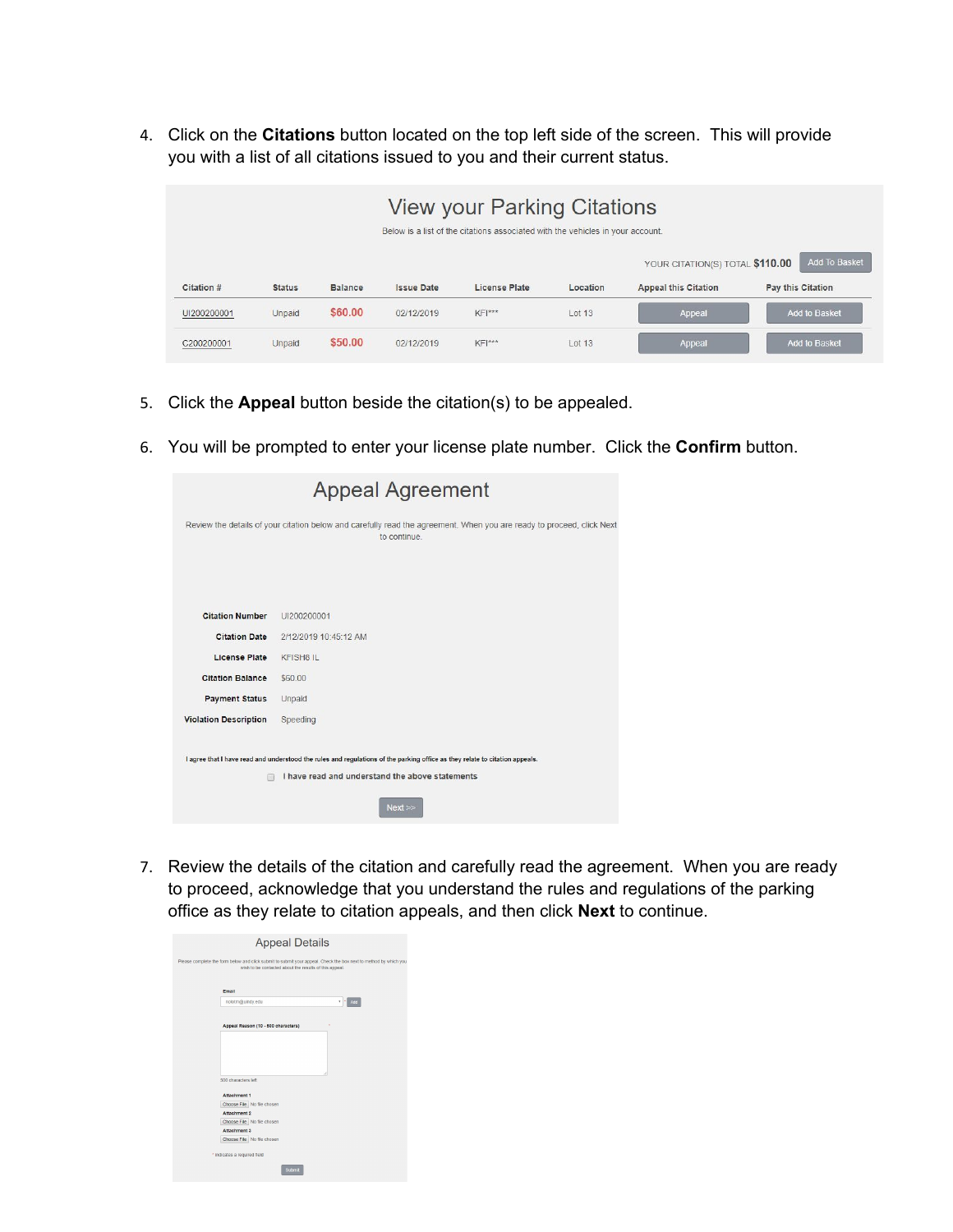4. Click on the **Citations** button located on the top left side of the screen. This will provide you with a list of all citations issued to you and their current status.

## View your Parking Citations

Below is a list of the citations associated with the vehicles in your account.

YOUR CITATION(S) TOTAL **$110.00** Add To Basket

| Citation # | Status | Balance | Issue Date | License Plate | Location | Appeal this Citation | Pay this Citation |
|---|---|---|---|---|---|---|---|
| UI200200001 | Unpaid | $60.00 | 02/12/2019 | KFI*** | Lot 13 | Appeal | Add to Basket |
| C200200001 | Unpaid | $50.00 | 02/12/2019 | KFI*** | Lot 13 | Appeal | Add to Basket |

5. Click the **Appeal** button beside the citation(s) to be appealed.

6. You will be prompted to enter your license plate number. Click the **Confirm** button.

## Appeal Agreement

Review the details of your citation below and carefully read the agreement. When you are ready to proceed, click Next to continue.

| | |
|---|---|
| **Citation Number** | UI200200001 |
| **Citation Date** | 2/12/2019 10:45:12 AM |
| **License Plate** | KFISH8 IL |
| **Citation Balance** | $60.00 |
| **Payment Status** | Unpaid |
| **Violation Description** | Speeding |

I agree that I have read and understood the rules and regulations of the parking office as they relate to citation appeals.

☐ I have read and understand the above statements

Next >>

7. Review the details of the citation and carefully read the agreement. When you are ready to proceed, acknowledge that you understand the rules and regulations of the parking office as they relate to citation appeals, and then click **Next** to continue.

## Appeal Details

Please complete the form below and click submit to submit your appeal. Check the box next to method by which you wish to be contacted about the results of this appeal.

Email

Appeal Reason (10 - 500 characters)

500 characters left

Attachment 1 — Choose File No file chosen

Attachment 2 — Choose File No file chosen

Attachment 3 — Choose File No file chosen

* indicates a required field

Submit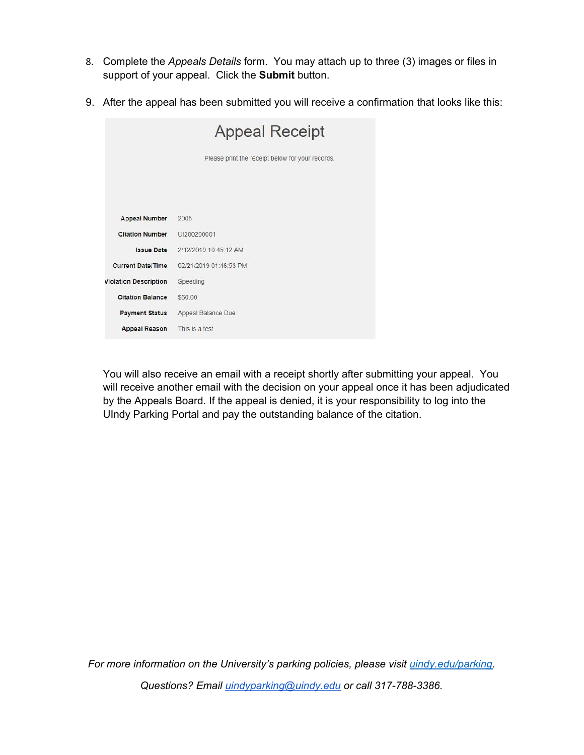8. Complete the *Appeals Details* form. You may attach up to three (3) images or files in support of your appeal. Click the **Submit** button.

9. After the appeal has been submitted you will receive a confirmation that looks like this:

## Appeal Receipt

Please print the receipt below for your records.

| | |
|---|---|
| **Appeal Number** | 2005 |
| **Citation Number** | UI200200001 |
| **Issue Date** | 2/12/2019 10:45:12 AM |
| **Current Date/Time** | 02/21/2019 01:46:53 PM |
| **Violation Description** | Speeding |
| **Citation Balance** | $60.00 |
| **Payment Status** | Appeal Balance Due |
| **Appeal Reason** | This is a test |

You will also receive an email with a receipt shortly after submitting your appeal. You will receive another email with the decision on your appeal once it has been adjudicated by the Appeals Board. If the appeal is denied, it is your responsibility to log into the UIndy Parking Portal and pay the outstanding balance of the citation.

*For more information on the University's parking policies, please visit [uindy.edu/parking](uindy.edu/parking).*

*Questions? Email [uindyparking@uindy.edu](mailto:uindyparking@uindy.edu) or call 317-788-3386.*